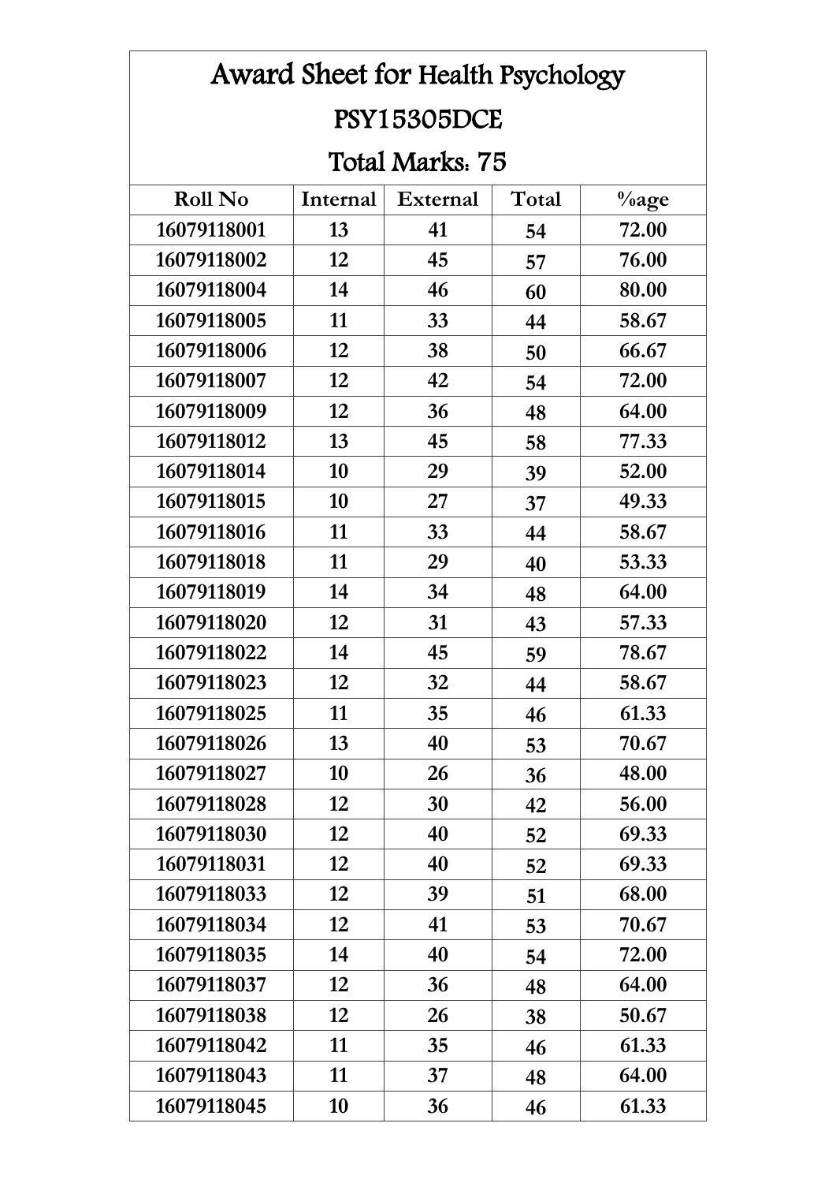# Award Sheet for Health Psychology

## PSY15305DCE

## Total Marks: 75

| Roll No | Internal | External | Total | %age |
|---|---|---|---|---|
| 16079118001 | 13 | 41 | 54 | 72.00 |
| 16079118002 | 12 | 45 | 57 | 76.00 |
| 16079118004 | 14 | 46 | 60 | 80.00 |
| 16079118005 | 11 | 33 | 44 | 58.67 |
| 16079118006 | 12 | 38 | 50 | 66.67 |
| 16079118007 | 12 | 42 | 54 | 72.00 |
| 16079118009 | 12 | 36 | 48 | 64.00 |
| 16079118012 | 13 | 45 | 58 | 77.33 |
| 16079118014 | 10 | 29 | 39 | 52.00 |
| 16079118015 | 10 | 27 | 37 | 49.33 |
| 16079118016 | 11 | 33 | 44 | 58.67 |
| 16079118018 | 11 | 29 | 40 | 53.33 |
| 16079118019 | 14 | 34 | 48 | 64.00 |
| 16079118020 | 12 | 31 | 43 | 57.33 |
| 16079118022 | 14 | 45 | 59 | 78.67 |
| 16079118023 | 12 | 32 | 44 | 58.67 |
| 16079118025 | 11 | 35 | 46 | 61.33 |
| 16079118026 | 13 | 40 | 53 | 70.67 |
| 16079118027 | 10 | 26 | 36 | 48.00 |
| 16079118028 | 12 | 30 | 42 | 56.00 |
| 16079118030 | 12 | 40 | 52 | 69.33 |
| 16079118031 | 12 | 40 | 52 | 69.33 |
| 16079118033 | 12 | 39 | 51 | 68.00 |
| 16079118034 | 12 | 41 | 53 | 70.67 |
| 16079118035 | 14 | 40 | 54 | 72.00 |
| 16079118037 | 12 | 36 | 48 | 64.00 |
| 16079118038 | 12 | 26 | 38 | 50.67 |
| 16079118042 | 11 | 35 | 46 | 61.33 |
| 16079118043 | 11 | 37 | 48 | 64.00 |
| 16079118045 | 10 | 36 | 46 | 61.33 |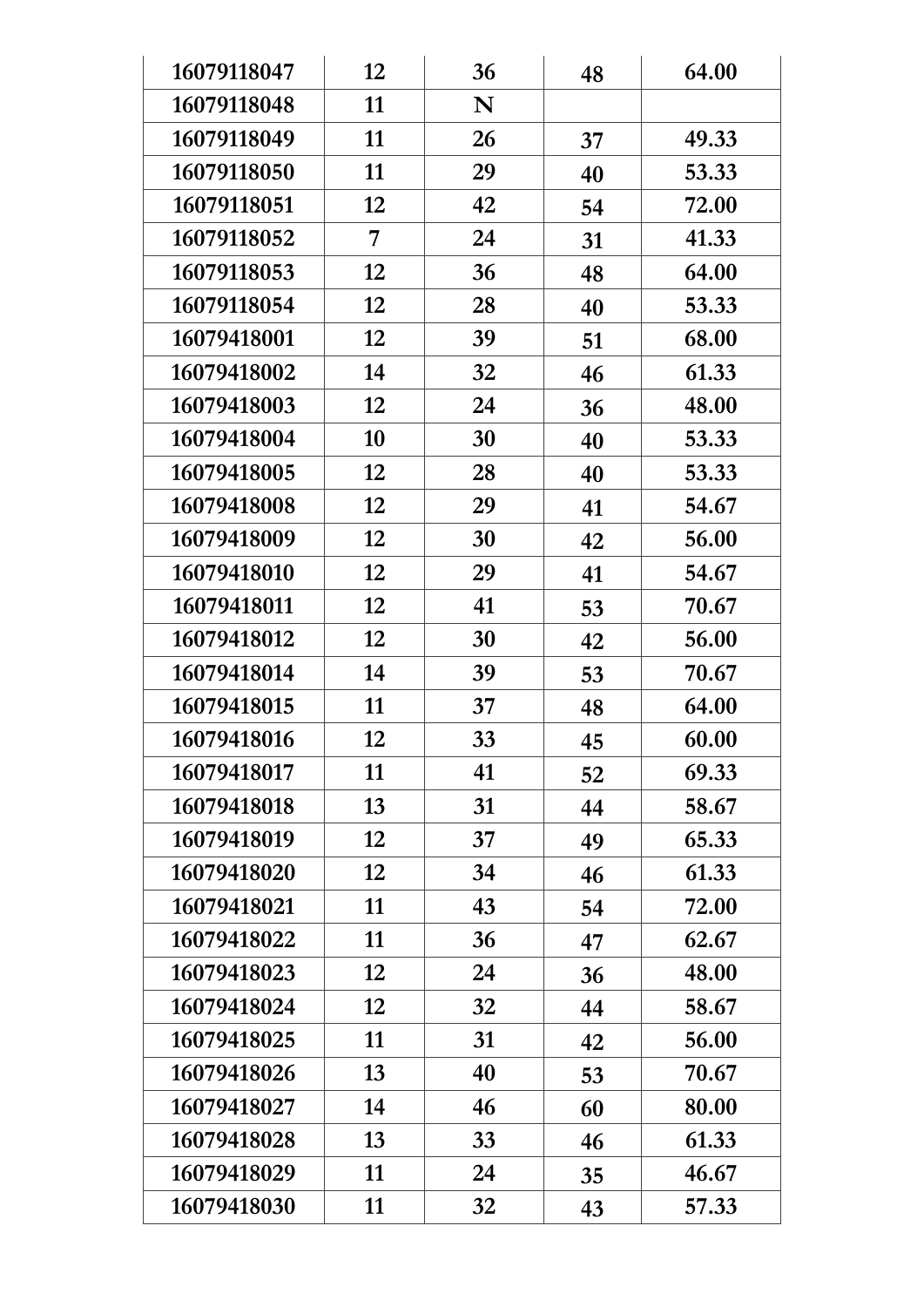| | | | | |
|---|---|---|---|---|
| 16079118047 | 12 | 36 | 48 | 64.00 |
| 16079118048 | 11 | N | | |
| 16079118049 | 11 | 26 | 37 | 49.33 |
| 16079118050 | 11 | 29 | 40 | 53.33 |
| 16079118051 | 12 | 42 | 54 | 72.00 |
| 16079118052 | 7 | 24 | 31 | 41.33 |
| 16079118053 | 12 | 36 | 48 | 64.00 |
| 16079118054 | 12 | 28 | 40 | 53.33 |
| 16079418001 | 12 | 39 | 51 | 68.00 |
| 16079418002 | 14 | 32 | 46 | 61.33 |
| 16079418003 | 12 | 24 | 36 | 48.00 |
| 16079418004 | 10 | 30 | 40 | 53.33 |
| 16079418005 | 12 | 28 | 40 | 53.33 |
| 16079418008 | 12 | 29 | 41 | 54.67 |
| 16079418009 | 12 | 30 | 42 | 56.00 |
| 16079418010 | 12 | 29 | 41 | 54.67 |
| 16079418011 | 12 | 41 | 53 | 70.67 |
| 16079418012 | 12 | 30 | 42 | 56.00 |
| 16079418014 | 14 | 39 | 53 | 70.67 |
| 16079418015 | 11 | 37 | 48 | 64.00 |
| 16079418016 | 12 | 33 | 45 | 60.00 |
| 16079418017 | 11 | 41 | 52 | 69.33 |
| 16079418018 | 13 | 31 | 44 | 58.67 |
| 16079418019 | 12 | 37 | 49 | 65.33 |
| 16079418020 | 12 | 34 | 46 | 61.33 |
| 16079418021 | 11 | 43 | 54 | 72.00 |
| 16079418022 | 11 | 36 | 47 | 62.67 |
| 16079418023 | 12 | 24 | 36 | 48.00 |
| 16079418024 | 12 | 32 | 44 | 58.67 |
| 16079418025 | 11 | 31 | 42 | 56.00 |
| 16079418026 | 13 | 40 | 53 | 70.67 |
| 16079418027 | 14 | 46 | 60 | 80.00 |
| 16079418028 | 13 | 33 | 46 | 61.33 |
| 16079418029 | 11 | 24 | 35 | 46.67 |
| 16079418030 | 11 | 32 | 43 | 57.33 |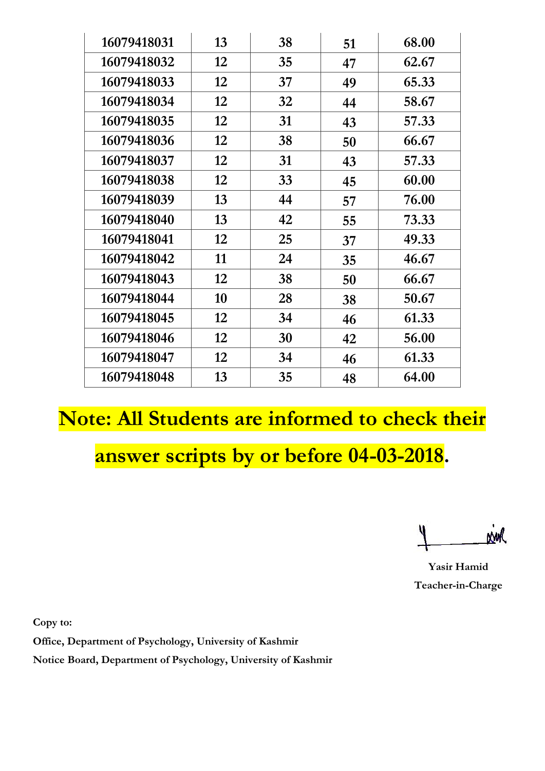| | | | | |
|---|---|---|---|---|
| 16079418031 | 13 | 38 | 51 | 68.00 |
| 16079418032 | 12 | 35 | 47 | 62.67 |
| 16079418033 | 12 | 37 | 49 | 65.33 |
| 16079418034 | 12 | 32 | 44 | 58.67 |
| 16079418035 | 12 | 31 | 43 | 57.33 |
| 16079418036 | 12 | 38 | 50 | 66.67 |
| 16079418037 | 12 | 31 | 43 | 57.33 |
| 16079418038 | 12 | 33 | 45 | 60.00 |
| 16079418039 | 13 | 44 | 57 | 76.00 |
| 16079418040 | 13 | 42 | 55 | 73.33 |
| 16079418041 | 12 | 25 | 37 | 49.33 |
| 16079418042 | 11 | 24 | 35 | 46.67 |
| 16079418043 | 12 | 38 | 50 | 66.67 |
| 16079418044 | 10 | 28 | 38 | 50.67 |
| 16079418045 | 12 | 34 | 46 | 61.33 |
| 16079418046 | 12 | 30 | 42 | 56.00 |
| 16079418047 | 12 | 34 | 46 | 61.33 |
| 16079418048 | 13 | 35 | 48 | 64.00 |

**Note: All Students are informed to check their answer scripts by or before 04-03-2018.**

**Yasir Hamid**
**Teacher-in-Charge**

**Copy to:**

**Office, Department of Psychology, University of Kashmir**

**Notice Board, Department of Psychology, University of Kashmir**